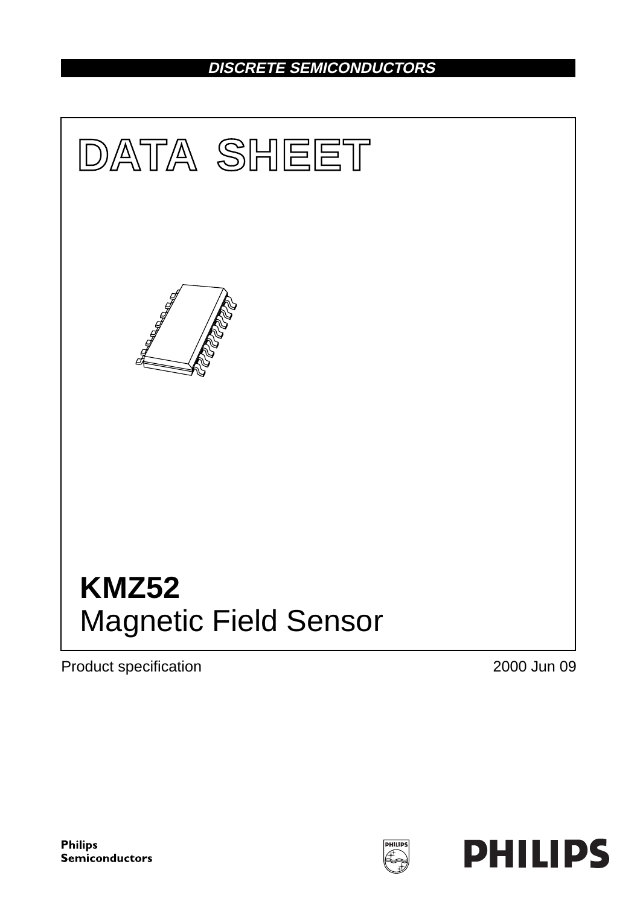DISCRETE SEMICONDUCTORS

# DATA SHEET

# KMZ52
## Magnetic Field Sensor

Product specification

2000 Jun 09

Philips
Semiconductors

PHILIPS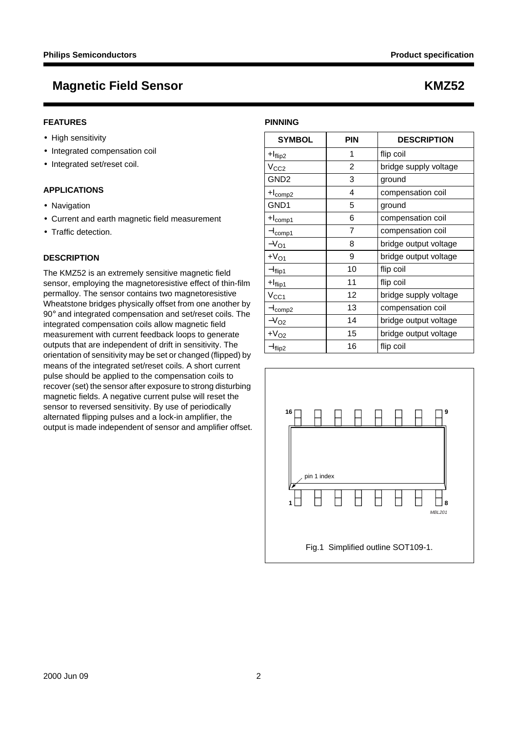# Magnetic Field Sensor KMZ52

## FEATURES

- High sensitivity
- Integrated compensation coil
- Integrated set/reset coil.

## APPLICATIONS

- Navigation
- Current and earth magnetic field measurement
- Traffic detection.

## DESCRIPTION

The KMZ52 is an extremely sensitive magnetic field sensor, employing the magnetoresistive effect of thin-film permalloy. The sensor contains two magnetoresistive Wheatstone bridges physically offset from one another by 90° and integrated compensation and set/reset coils. The integrated compensation coils allow magnetic field measurement with current feedback loops to generate outputs that are independent of drift in sensitivity. The orientation of sensitivity may be set or changed (flipped) by means of the integrated set/reset coils. A short current pulse should be applied to the compensation coils to recover (set) the sensor after exposure to strong disturbing magnetic fields. A negative current pulse will reset the sensor to reversed sensitivity. By use of periodically alternated flipping pulses and a lock-in amplifier, the output is made independent of sensor and amplifier offset.

## PINNING

| SYMBOL | PIN | DESCRIPTION |
|---|---|---|
| $+I_{flip2}$ | 1 | flip coil |
| $V_{CC2}$ | 2 | bridge supply voltage |
| GND2 | 3 | ground |
| $+I_{comp2}$ | 4 | compensation coil |
| GND1 | 5 | ground |
| $+I_{comp1}$ | 6 | compensation coil |
| $-I_{comp1}$ | 7 | compensation coil |
| $-V_{O1}$ | 8 | bridge output voltage |
| $+V_{O1}$ | 9 | bridge output voltage |
| $-I_{flip1}$ | 10 | flip coil |
| $+I_{flip1}$ | 11 | flip coil |
| $V_{CC1}$ | 12 | bridge supply voltage |
| $-I_{comp2}$ | 13 | compensation coil |
| $-V_{O2}$ | 14 | bridge output voltage |
| $+V_{O2}$ | 15 | bridge output voltage |
| $-I_{flip2}$ | 16 | flip coil |

Fig.1 Simplified outline SOT109-1.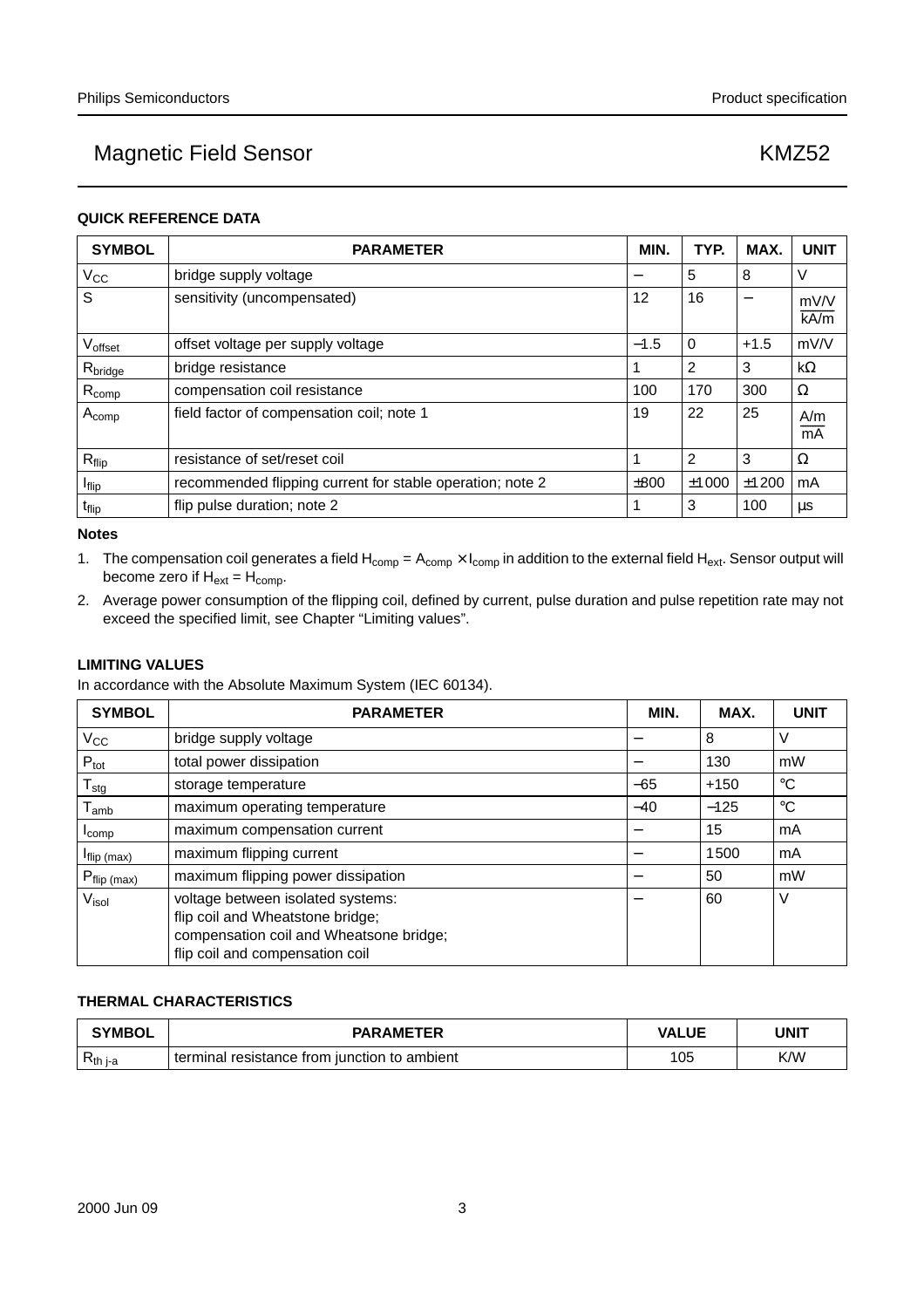## QUICK REFERENCE DATA

| SYMBOL | PARAMETER | MIN. | TYP. | MAX. | UNIT |
|---|---|---|---|---|---|
| $V_{CC}$ | bridge supply voltage | – | 5 | 8 | V |
| S | sensitivity (uncompensated) | 12 | 16 | – | $\frac{mV/V}{kA/m}$ |
| $V_{offset}$ | offset voltage per supply voltage | –1.5 | 0 | +1.5 | mV/V |
| $R_{bridge}$ | bridge resistance | 1 | 2 | 3 | kΩ |
| $R_{comp}$ | compensation coil resistance | 100 | 170 | 300 | Ω |
| $A_{comp}$ | field factor of compensation coil; note 1 | 19 | 22 | 25 | $\frac{A/m}{mA}$ |
| $R_{flip}$ | resistance of set/reset coil | 1 | 2 | 3 | Ω |
| $I_{flip}$ | recommended flipping current for stable operation; note 2 | ±800 | ±1000 | ±1200 | mA |
| $t_{flip}$ | flip pulse duration; note 2 | 1 | 3 | 100 | µs |

### Notes

1. The compensation coil generates a field $H_{comp} = A_{comp} \times I_{comp}$ in addition to the external field $H_{ext}$. Sensor output will become zero if $H_{ext} = H_{comp}$.
2. Average power consumption of the flipping coil, defined by current, pulse duration and pulse repetition rate may not exceed the specified limit, see Chapter “Limiting values”.

## LIMITING VALUES

In accordance with the Absolute Maximum System (IEC 60134).

| SYMBOL | PARAMETER | MIN. | MAX. | UNIT |
|---|---|---|---|---|
| $V_{CC}$ | bridge supply voltage | – | 8 | V |
| $P_{tot}$ | total power dissipation | – | 130 | mW |
| $T_{stg}$ | storage temperature | –65 | +150 | °C |
| $T_{amb}$ | maximum operating temperature | –40 | –125 | °C |
| $I_{comp}$ | maximum compensation current | – | 15 | mA |
| $I_{flip\ (max)}$ | maximum flipping current | – | 1500 | mA |
| $P_{flip\ (max)}$ | maximum flipping power dissipation | – | 50 | mW |
| $V_{isol}$ | voltage between isolated systems: flip coil and Wheatstone bridge; compensation coil and Wheatsone bridge; flip coil and compensation coil | – | 60 | V |

## THERMAL CHARACTERISTICS

| SYMBOL | PARAMETER | VALUE | UNIT |
|---|---|---|---|
| $R_{th\ j\text{-}a}$ | terminal resistance from junction to ambient | 105 | K/W |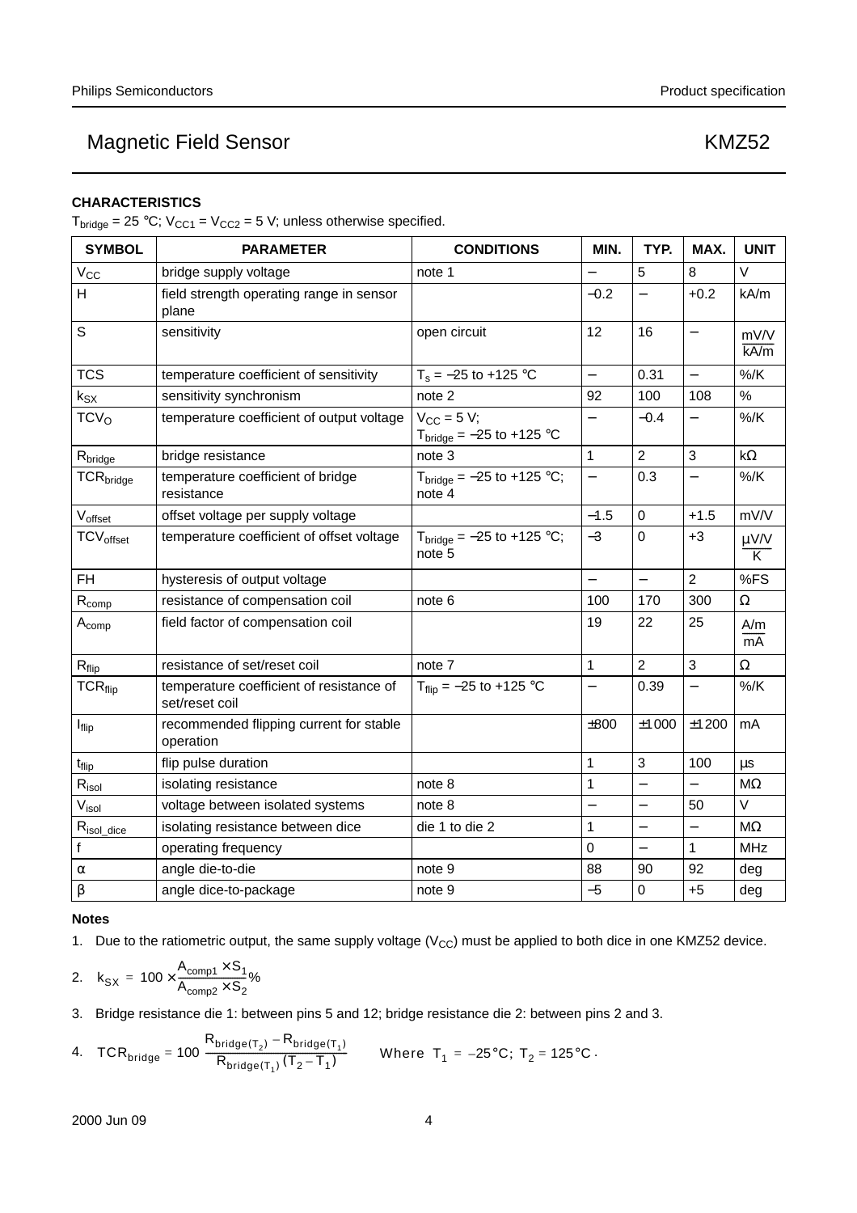## CHARACTERISTICS

$T_{bridge}$ = 25 °C; $V_{CC1}$ = $V_{CC2}$ = 5 V; unless otherwise specified.

| SYMBOL | PARAMETER | CONDITIONS | MIN. | TYP. | MAX. | UNIT |
|---|---|---|---|---|---|---|
| $V_{CC}$ | bridge supply voltage | note 1 | − | 5 | 8 | V |
| H | field strength operating range in sensor plane | | −0.2 | − | +0.2 | kA/m |
| S | sensitivity | open circuit | 12 | 16 | − | $\frac{mV/V}{kA/m}$ |
| TCS | temperature coefficient of sensitivity | $T_s$ = −25 to +125 °C | − | 0.31 | − | %/K |
| $k_{SX}$ | sensitivity synchronism | note 2 | 92 | 100 | 108 | % |
| $TCV_O$ | temperature coefficient of output voltage | $V_{CC}$ = 5 V; $T_{bridge}$ = −25 to +125 °C | − | −0.4 | − | %/K |
| $R_{bridge}$ | bridge resistance | note 3 | 1 | 2 | 3 | kΩ |
| $TCR_{bridge}$ | temperature coefficient of bridge resistance | $T_{bridge}$ = −25 to +125 °C; note 4 | − | 0.3 | − | %/K |
| $V_{offset}$ | offset voltage per supply voltage | | −1.5 | 0 | +1.5 | mV/V |
| $TCV_{offset}$ | temperature coefficient of offset voltage | $T_{bridge}$ = −25 to +125 °C; note 5 | −3 | 0 | +3 | $\frac{\mu V/V}{K}$ |
| FH | hysteresis of output voltage | | − | − | 2 | %FS |
| $R_{comp}$ | resistance of compensation coil | note 6 | 100 | 170 | 300 | Ω |
| $A_{comp}$ | field factor of compensation coil | | 19 | 22 | 25 | $\frac{A/m}{mA}$ |
| $R_{flip}$ | resistance of set/reset coil | note 7 | 1 | 2 | 3 | Ω |
| $TCR_{flip}$ | temperature coefficient of resistance of set/reset coil | $T_{flip}$ = −25 to +125 °C | − | 0.39 | − | %/K |
| $I_{flip}$ | recommended flipping current for stable operation | | ±800 | ±1000 | ±1200 | mA |
| $t_{flip}$ | flip pulse duration | | 1 | 3 | 100 | μs |
| $R_{isol}$ | isolating resistance | note 8 | 1 | − | − | MΩ |
| $V_{isol}$ | voltage between isolated systems | note 8 | − | − | 50 | V |
| $R_{isol\_dice}$ | isolating resistance between dice | die 1 to die 2 | 1 | − | − | MΩ |
| f | operating frequency | | 0 | − | 1 | MHz |
| α | angle die-to-die | note 9 | 88 | 90 | 92 | deg |
| β | angle dice-to-package | note 9 | −5 | 0 | +5 | deg |

### Notes

1. Due to the ratiometric output, the same supply voltage ($V_{CC}$) must be applied to both dice in one KMZ52 device.
2. $k_{SX} = 100 \times \frac{A_{comp1} \times S_1}{A_{comp2} \times S_2} \%$
3. Bridge resistance die 1: between pins 5 and 12; bridge resistance die 2: between pins 2 and 3.
4. $TCR_{bridge} = 100 \frac{R_{bridge(T_2)} - R_{bridge(T_1)}}{R_{bridge(T_1)}(T_2 - T_1)}$ Where $T_1 = -25\,°C$; $T_2 = 125\,°C$.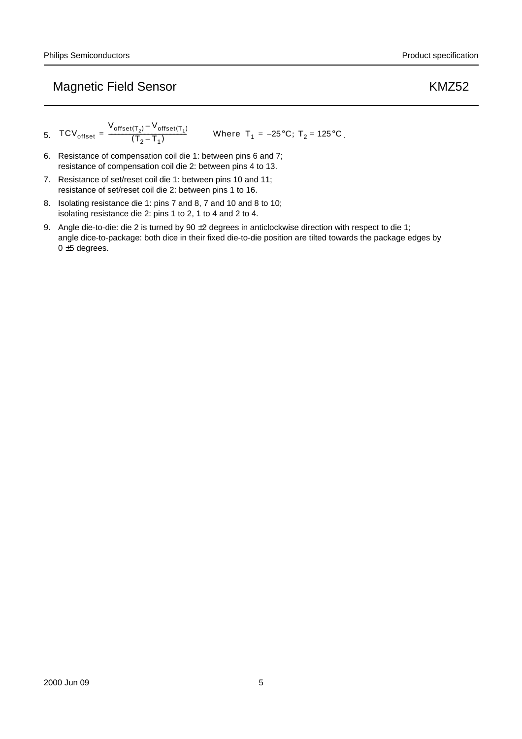5. $TCV_{offset} = \frac{V_{offset(T_2)} - V_{offset(T_1)}}{(T_2 - T_1)}$ Where $T_1 = -25\,°C$; $T_2 = 125\,°C$.
6. Resistance of compensation coil die 1: between pins 6 and 7; resistance of compensation coil die 2: between pins 4 to 13.
7. Resistance of set/reset coil die 1: between pins 10 and 11; resistance of set/reset coil die 2: between pins 1 to 16.
8. Isolating resistance die 1: pins 7 and 8, 7 and 10 and 8 to 10; isolating resistance die 2: pins 1 to 2, 1 to 4 and 2 to 4.
9. Angle die-to-die: die 2 is turned by 90 ±2 degrees in anticlockwise direction with respect to die 1; angle dice-to-package: both dice in their fixed die-to-die position are tilted towards the package edges by 0 ±5 degrees.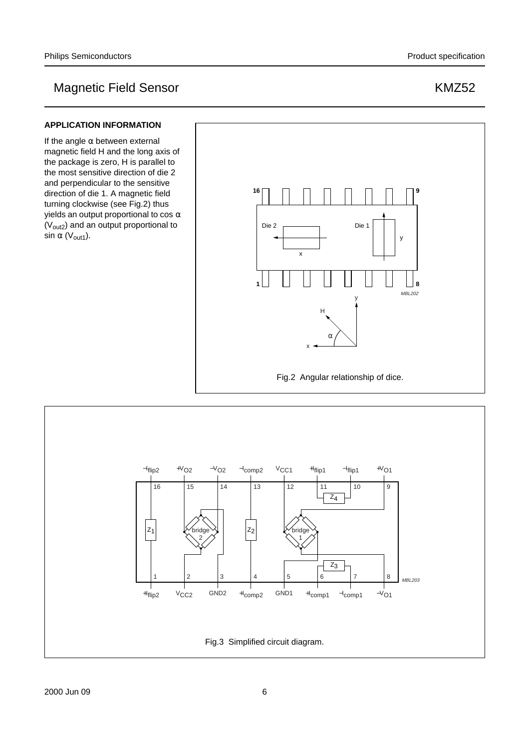### APPLICATION INFORMATION

If the angle α between external magnetic field H and the long axis of the package is zero, H is parallel to the most sensitive direction of die 2 and perpendicular to the sensitive direction of die 1. A magnetic field turning clockwise (see Fig.2) thus yields an output proportional to cos α ($V_{out2}$) and an output proportional to sin α ($V_{out1}$).

Fig.2 Angular relationship of dice.

Fig.3 Simplified circuit diagram.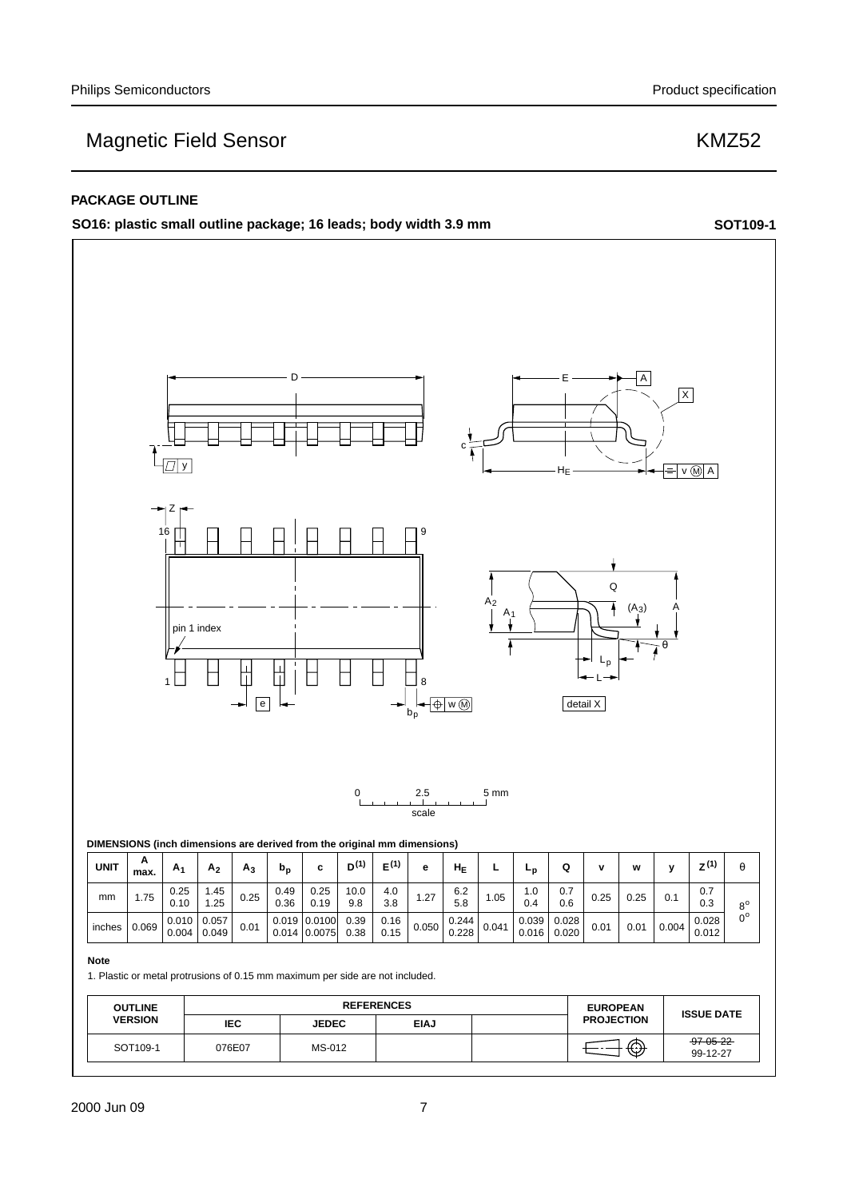## PACKAGE OUTLINE

**SO16: plastic small outline package; 16 leads; body width 3.9 mm** **SOT109-1**

**DIMENSIONS (inch dimensions are derived from the original mm dimensions)**

| UNIT | A max. | $A_1$ | $A_2$ | $A_3$ | $b_p$ | c | $D^{(1)}$ | $E^{(1)}$ | e | $H_E$ | L | $L_p$ | Q | v | w | y | $Z^{(1)}$ | θ |
|---|---|---|---|---|---|---|---|---|---|---|---|---|---|---|---|---|---|---|
| mm | 1.75 | 0.25<br>0.10 | 1.45<br>1.25 | 0.25 | 0.49<br>0.36 | 0.25<br>0.19 | 10.0<br>9.8 | 4.0<br>3.8 | 1.27 | 6.2<br>5.8 | 1.05 | 1.0<br>0.4 | 0.7<br>0.6 | 0.25 | 0.25 | 0.1 | 0.7<br>0.3 | 8°<br>0° |
| inches | 0.069 | 0.010<br>0.004 | 0.057<br>0.049 | 0.01 | 0.019<br>0.014 | 0.0100<br>0.0075 | 0.39<br>0.38 | 0.16<br>0.15 | 0.050 | 0.244<br>0.228 | 0.041 | 0.039<br>0.016 | 0.028<br>0.020 | 0.01 | 0.01 | 0.004 | 0.028<br>0.012 | |

**Note**

1. Plastic or metal protrusions of 0.15 mm maximum per side are not included.

| OUTLINE VERSION | REFERENCES | | | | EUROPEAN PROJECTION | ISSUE DATE |
|---|---|---|---|---|---|---|
| | IEC | JEDEC | EIAJ | | | |
| SOT109-1 | 076E07 | MS-012 | | | | ~~97-05-22~~<br>99-12-27 |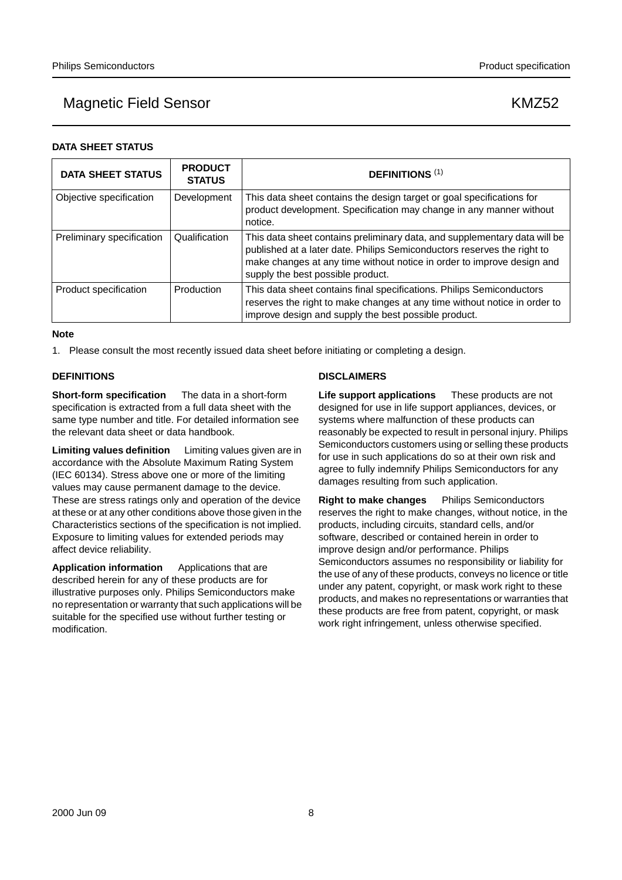## DATA SHEET STATUS

| DATA SHEET STATUS | PRODUCT STATUS | DEFINITIONS [1] |
|---|---|---|
| Objective specification | Development | This data sheet contains the design target or goal specifications for product development. Specification may change in any manner without notice. |
| Preliminary specification | Qualification | This data sheet contains preliminary data, and supplementary data will be published at a later date. Philips Semiconductors reserves the right to make changes at any time without notice in order to improve design and supply the best possible product. |
| Product specification | Production | This data sheet contains final specifications. Philips Semiconductors reserves the right to make changes at any time without notice in order to improve design and supply the best possible product. |

**Note**

1. Please consult the most recently issued data sheet before initiating or completing a design.

## DEFINITIONS

**Short-form specification** The data in a short-form specification is extracted from a full data sheet with the same type number and title. For detailed information see the relevant data sheet or data handbook.

**Limiting values definition** Limiting values given are in accordance with the Absolute Maximum Rating System (IEC 60134). Stress above one or more of the limiting values may cause permanent damage to the device. These are stress ratings only and operation of the device at these or at any other conditions above those given in the Characteristics sections of the specification is not implied. Exposure to limiting values for extended periods may affect device reliability.

**Application information** Applications that are described herein for any of these products are for illustrative purposes only. Philips Semiconductors make no representation or warranty that such applications will be suitable for the specified use without further testing or modification.

## DISCLAIMERS

**Life support applications** These products are not designed for use in life support appliances, devices, or systems where malfunction of these products can reasonably be expected to result in personal injury. Philips Semiconductors customers using or selling these products for use in such applications do so at their own risk and agree to fully indemnify Philips Semiconductors for any damages resulting from such application.

**Right to make changes** Philips Semiconductors reserves the right to make changes, without notice, in the products, including circuits, standard cells, and/or software, described or contained herein in order to improve design and/or performance. Philips Semiconductors assumes no responsibility or liability for the use of any of these products, conveys no licence or title under any patent, copyright, or mask work right to these products, and makes no representations or warranties that these products are free from patent, copyright, or mask work right infringement, unless otherwise specified.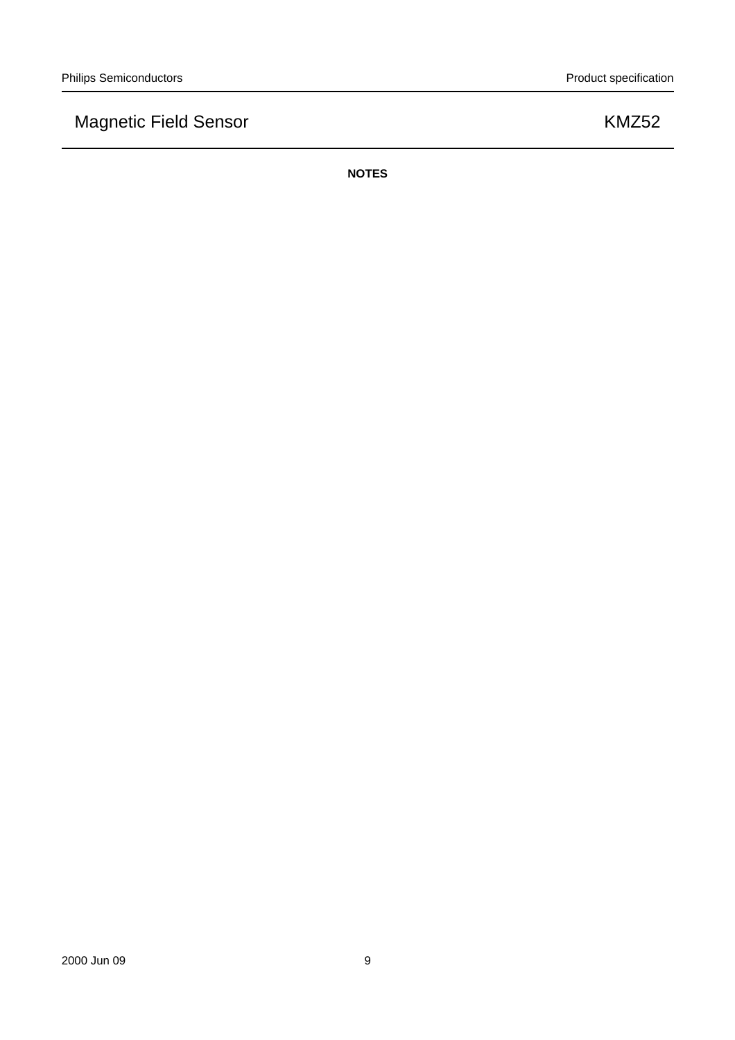**NOTES**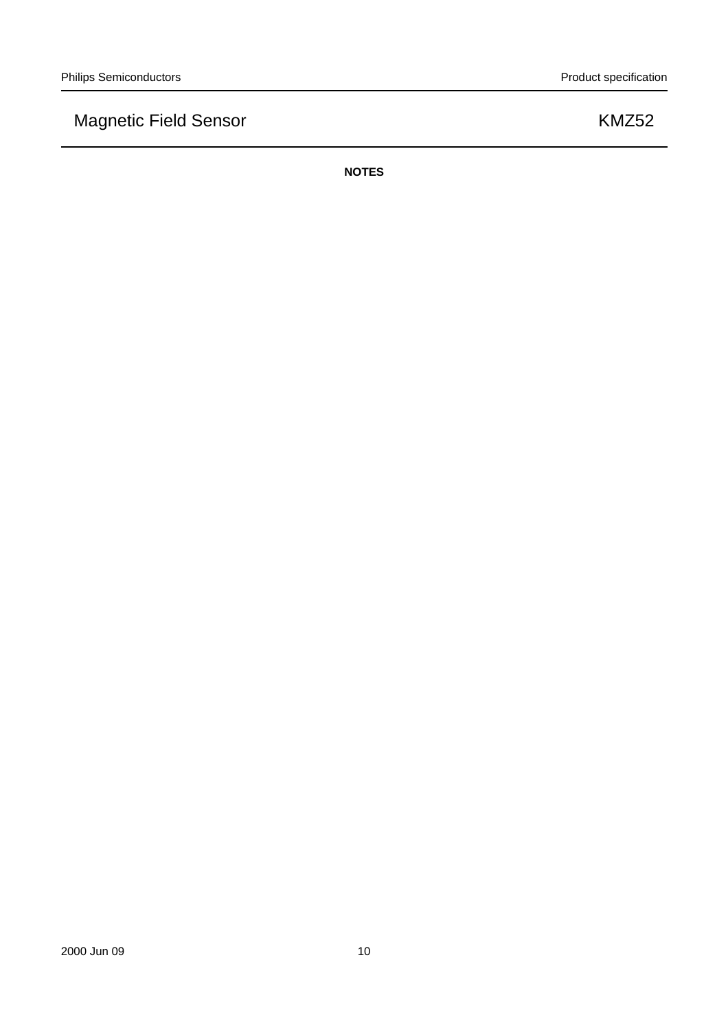## NOTES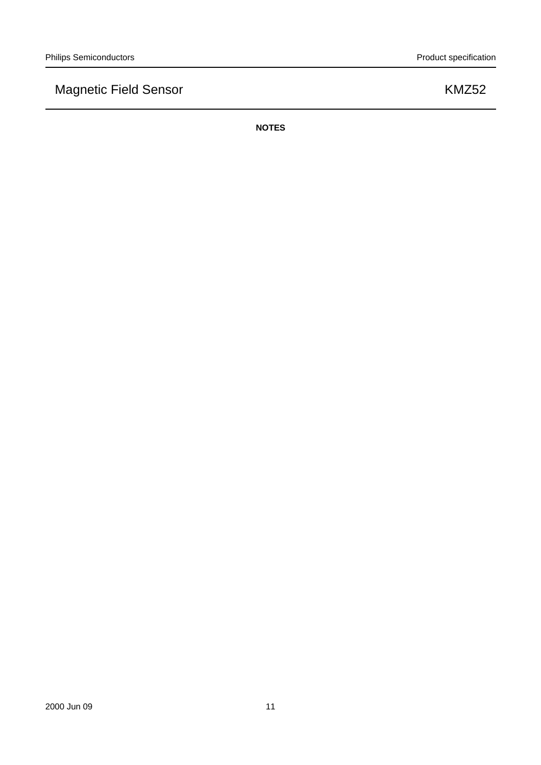**NOTES**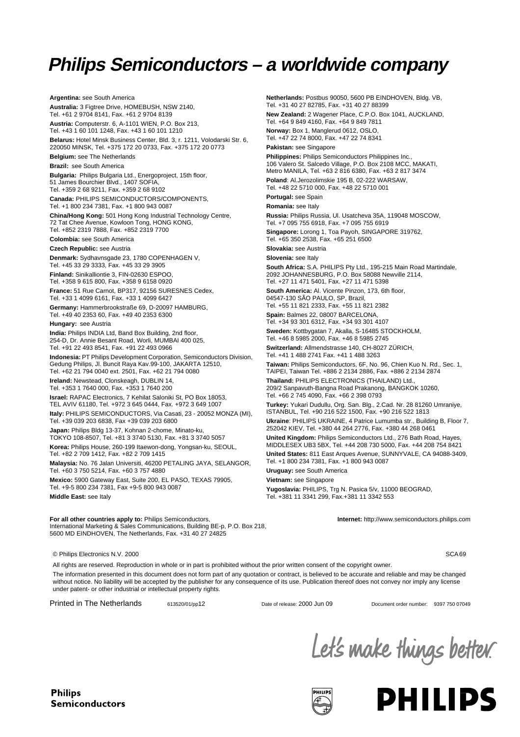# Philips Semiconductors – a worldwide company

**Argentina:** see South America

**Australia:** 3 Figtree Drive, HOMEBUSH, NSW 2140, Tel. +61 2 9704 8141, Fax. +61 2 9704 8139

**Austria:** Computerstr. 6, A-1101 WIEN, P.O. Box 213, Tel. +43 1 60 101 1248, Fax. +43 1 60 101 1210

**Belarus:** Hotel Minsk Business Center, Bld. 3, r. 1211, Volodarski Str. 6, 220050 MINSK, Tel. +375 172 20 0733, Fax. +375 172 20 0773

**Belgium:** see The Netherlands

**Brazil:** see South America

**Bulgaria:** Philips Bulgaria Ltd., Energoproject, 15th floor, 51 James Bourchier Blvd., 1407 SOFIA, Tel. +359 2 68 9211, Fax. +359 2 68 9102

**Canada:** PHILIPS SEMICONDUCTORS/COMPONENTS, Tel. +1 800 234 7381, Fax. +1 800 943 0087

**China/Hong Kong:** 501 Hong Kong Industrial Technology Centre, 72 Tat Chee Avenue, Kowloon Tong, HONG KONG, Tel. +852 2319 7888, Fax. +852 2319 7700

**Colombia:** see South America

**Czech Republic:** see Austria

**Denmark:** Sydhavnsgade 23, 1780 COPENHAGEN V, Tel. +45 33 29 3333, Fax. +45 33 29 3905

**Finland:** Sinikalliontie 3, FIN-02630 ESPOO, Tel. +358 9 615 800, Fax. +358 9 6158 0920

**France:** 51 Rue Carnot, BP317, 92156 SURESNES Cedex, Tel. +33 1 4099 6161, Fax. +33 1 4099 6427

**Germany:** Hammerbrookstraße 69, D-20097 HAMBURG, Tel. +49 40 2353 60, Fax. +49 40 2353 6300

**Hungary:** see Austria

**India:** Philips INDIA Ltd, Band Box Building, 2nd floor, 254-D, Dr. Annie Besant Road, Worli, MUMBAI 400 025, Tel. +91 22 493 8541, Fax. +91 22 493 0966

**Indonesia:** PT Philips Development Corporation, Semiconductors Division, Gedung Philips, Jl. Buncit Raya Kav.99-100, JAKARTA 12510, Tel. +62 21 794 0040 ext. 2501, Fax. +62 21 794 0080

**Ireland:** Newstead, Clonskeagh, DUBLIN 14, Tel. +353 1 7640 000, Fax. +353 1 7640 200

**Israel:** RAPAC Electronics, 7 Kehilat Saloniki St, PO Box 18053, TEL AVIV 61180, Tel. +972 3 645 0444, Fax. +972 3 649 1007

**Italy:** PHILIPS SEMICONDUCTORS, Via Casati, 23 - 20052 MONZA (MI), Tel. +39 039 203 6838, Fax +39 039 203 6800

**Japan:** Philips Bldg 13-37, Kohnan 2-chome, Minato-ku, TOKYO 108-8507, Tel. +81 3 3740 5130, Fax. +81 3 3740 5057

**Korea:** Philips House, 260-199 Itaewon-dong, Yongsan-ku, SEOUL, Tel. +82 2 709 1412, Fax. +82 2 709 1415

**Malaysia:** No. 76 Jalan Universiti, 46200 PETALING JAYA, SELANGOR, Tel. +60 3 750 5214, Fax. +60 3 757 4880

**Mexico:** 5900 Gateway East, Suite 200, EL PASO, TEXAS 79905, Tel. +9-5 800 234 7381, Fax +9-5 800 943 0087

**Middle East:** see Italy

**Netherlands:** Postbus 90050, 5600 PB EINDHOVEN, Bldg. VB, Tel. +31 40 27 82785, Fax. +31 40 27 88399

**New Zealand:** 2 Wagener Place, C.P.O. Box 1041, AUCKLAND, Tel. +64 9 849 4160, Fax. +64 9 849 7811

**Norway:** Box 1, Manglerud 0612, OSLO, Tel. +47 22 74 8000, Fax. +47 22 74 8341

**Pakistan:** see Singapore

**Philippines:** Philips Semiconductors Philippines Inc., 106 Valero St. Salcedo Village, P.O. Box 2108 MCC, MAKATI, Metro MANILA, Tel. +63 2 816 6380, Fax. +63 2 817 3474

**Poland**: Al.Jerozolimskie 195 B, 02-222 WARSAW, Tel. +48 22 5710 000, Fax. +48 22 5710 001

**Portugal:** see Spain

**Romania:** see Italy

**Russia:** Philips Russia, Ul. Usatcheva 35A, 119048 MOSCOW, Tel. +7 095 755 6918, Fax. +7 095 755 6919

**Singapore:** Lorong 1, Toa Payoh, SINGAPORE 319762, Tel. +65 350 2538, Fax. +65 251 6500

**Slovakia:** see Austria

**Slovenia:** see Italy

**South Africa:** S.A. PHILIPS Pty Ltd., 195-215 Main Road Martindale, 2092 JOHANNESBURG, P.O. Box 58088 Newville 2114, Tel. +27 11 471 5401, Fax. +27 11 471 5398

**South America:** Al. Vicente Pinzon, 173, 6th floor, 04547-130 SÃO PAULO, SP, Brazil, Tel. +55 11 821 2333, Fax. +55 11 821 2382

**Spain:** Balmes 22, 08007 BARCELONA, Tel. +34 93 301 6312, Fax. +34 93 301 4107

**Sweden:** Kottbygatan 7, Akalla, S-16485 STOCKHOLM, Tel. +46 8 5985 2000, Fax. +46 8 5985 2745

**Switzerland:** Allmendstrasse 140, CH-8027 ZÜRICH, Tel. +41 1 488 2741 Fax. +41 1 488 3263

**Taiwan:** Philips Semiconductors, 6F, No. 96, Chien Kuo N. Rd., Sec. 1, TAIPEI, Taiwan Tel. +886 2 2134 2886, Fax. +886 2 2134 2874

**Thailand:** PHILIPS ELECTRONICS (THAILAND) Ltd., 209/2 Sanpavuth-Bangna Road Prakanong, BANGKOK 10260, Tel. +66 2 745 4090, Fax. +66 2 398 0793

**Turkey:** Yukari Dudullu, Org. San. Blg., 2.Cad. Nr. 28 81260 Umraniye, ISTANBUL, Tel. +90 216 522 1500, Fax. +90 216 522 1813

**Ukraine**: PHILIPS UKRAINE, 4 Patrice Lumumba str., Building B, Floor 7, 252042 KIEV, Tel. +380 44 264 2776, Fax. +380 44 268 0461

**United Kingdom:** Philips Semiconductors Ltd., 276 Bath Road, Hayes, MIDDLESEX UB3 5BX, Tel. +44 208 730 5000, Fax. +44 208 754 8421

**United States:** 811 East Arques Avenue, SUNNYVALE, CA 94088-3409, Tel. +1 800 234 7381, Fax. +1 800 943 0087

**Uruguay:** see South America

**Vietnam:** see Singapore

**Yugoslavia:** PHILIPS, Trg N. Pasica 5/v, 11000 BEOGRAD, Tel. +381 11 3341 299, Fax.+381 11 3342 553

**For all other countries apply to:** Philips Semiconductors, International Marketing & Sales Communications, Building BE-p, P.O. Box 218, 5600 MD EINDHOVEN, The Netherlands, Fax. +31 40 27 24825

**Internet:** http://www.semiconductors.philips.com

© Philips Electronics N.V. 2000

SCA69

All rights are reserved. Reproduction in whole or in part is prohibited without the prior written consent of the copyright owner.

The information presented in this document does not form part of any quotation or contract, is believed to be accurate and reliable and may be changed without notice. No liability will be accepted by the publisher for any consequence of its use. Publication thereof does not convey nor imply any license under patent- or other industrial or intellectual property rights.

Printed in The Netherlands

613520/01/pp12

Date of release: 2000 Jun 09

Document order number: 9397 750 07049

Let's make things better.

Philips Semiconductors

PHILIPS